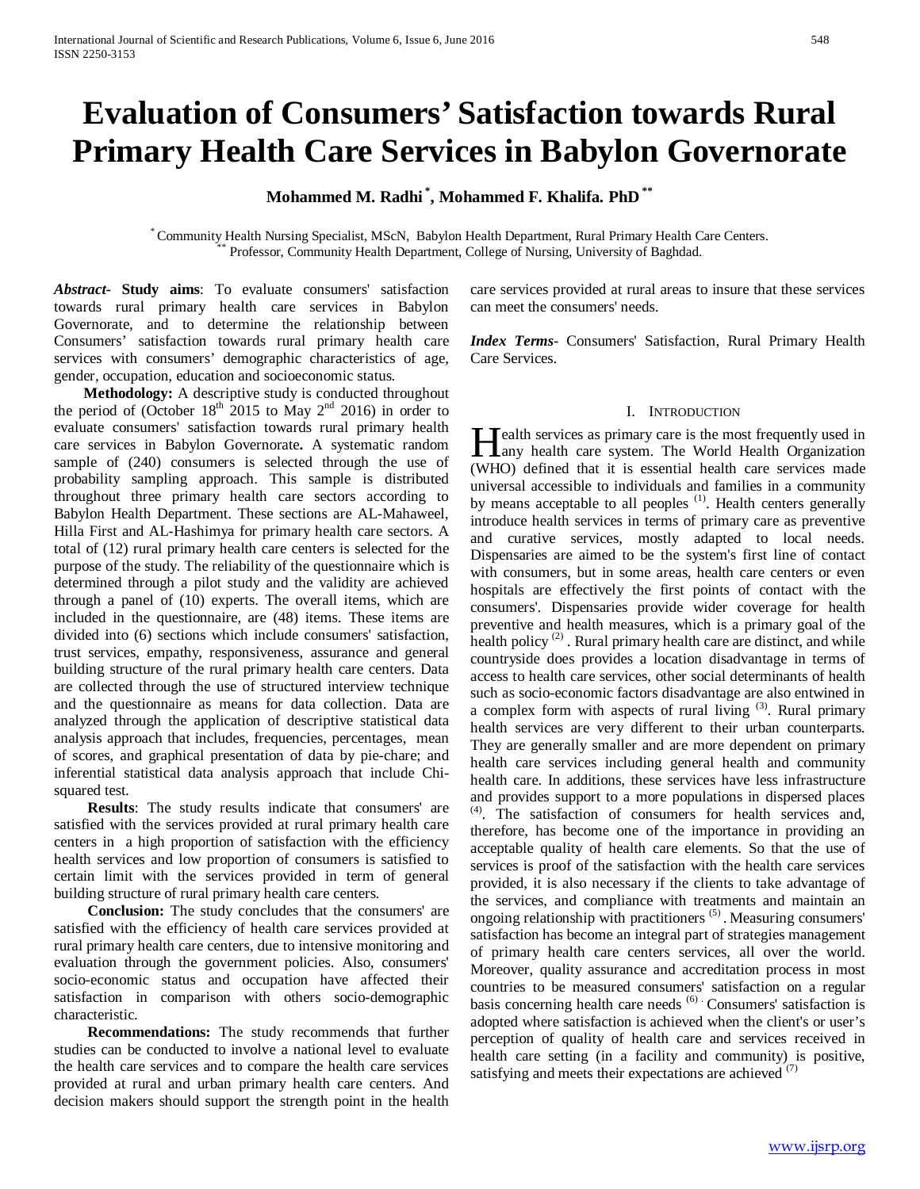# Evaluation of Consumers' Satisfaction towards Rural Primary Health Care Services in Babylon Governorate

**Mohammed M. Radhi [*], Mohammed F. Khalifa. PhD [**]**

[*] Community Health Nursing Specialist, MScN, Babylon Health Department, Rural Primary Health Care Centers.
[**] Professor, Community Health Department, College of Nursing, University of Baghdad.

***Abstract-*** **Study aims**: To evaluate consumers' satisfaction towards rural primary health care services in Babylon Governorate, and to determine the relationship between Consumers' satisfaction towards rural primary health care services with consumers' demographic characteristics of age, gender, occupation, education and socioeconomic status.

**Methodology:** A descriptive study is conducted throughout the period of (October 18th 2015 to May 2nd 2016) in order to evaluate consumers' satisfaction towards rural primary health care services in Babylon Governorate**.** A systematic random sample of (240) consumers is selected through the use of probability sampling approach. This sample is distributed throughout three primary health care sectors according to Babylon Health Department. These sections are AL-Mahaweel, Hilla First and AL-Hashimya for primary health care sectors. A total of (12) rural primary health care centers is selected for the purpose of the study. The reliability of the questionnaire which is determined through a pilot study and the validity are achieved through a panel of (10) experts. The overall items, which are included in the questionnaire, are (48) items. These items are divided into (6) sections which include consumers' satisfaction, trust services, empathy, responsiveness, assurance and general building structure of the rural primary health care centers. Data are collected through the use of structured interview technique and the questionnaire as means for data collection. Data are analyzed through the application of descriptive statistical data analysis approach that includes, frequencies, percentages, mean of scores, and graphical presentation of data by pie-chare; and inferential statistical data analysis approach that include Chi-squared test.

**Results**: The study results indicate that consumers' are satisfied with the services provided at rural primary health care centers in a high proportion of satisfaction with the efficiency health services and low proportion of consumers is satisfied to certain limit with the services provided in term of general building structure of rural primary health care centers.

**Conclusion:** The study concludes that the consumers' are satisfied with the efficiency of health care services provided at rural primary health care centers, due to intensive monitoring and evaluation through the government policies. Also, consumers' socio-economic status and occupation have affected their satisfaction in comparison with others socio-demographic characteristic.

**Recommendations:** The study recommends that further studies can be conducted to involve a national level to evaluate the health care services and to compare the health care services provided at rural and urban primary health care centers. And decision makers should support the strength point in the health care services provided at rural areas to insure that these services can meet the consumers' needs.

***Index Terms***- Consumers' Satisfaction, Rural Primary Health Care Services.

## I. Introduction

Health services as primary care is the most frequently used in any health care system. The World Health Organization (WHO) defined that it is essential health care services made universal accessible to individuals and families in a community by means acceptable to all peoples [(1)]. Health centers generally introduce health services in terms of primary care as preventive and curative services, mostly adapted to local needs. Dispensaries are aimed to be the system's first line of contact with consumers, but in some areas, health care centers or even hospitals are effectively the first points of contact with the consumers'. Dispensaries provide wider coverage for health preventive and health measures, which is a primary goal of the health policy [(2)] . Rural primary health care are distinct, and while countryside does provides a location disadvantage in terms of access to health care services, other social determinants of health such as socio-economic factors disadvantage are also entwined in a complex form with aspects of rural living [(3)]. Rural primary health services are very different to their urban counterparts. They are generally smaller and are more dependent on primary health care services including general health and community health care. In additions, these services have less infrastructure and provides support to a more populations in dispersed places [(4)]. The satisfaction of consumers for health services and, therefore, has become one of the importance in providing an acceptable quality of health care elements. So that the use of services is proof of the satisfaction with the health care services provided, it is also necessary if the clients to take advantage of the services, and compliance with treatments and maintain an ongoing relationship with practitioners [(5)] . Measuring consumers' satisfaction has become an integral part of strategies management of primary health care centers services, all over the world. Moreover, quality assurance and accreditation process in most countries to be measured consumers' satisfaction on a regular basis concerning health care needs [(6)] . Consumers' satisfaction is adopted where satisfaction is achieved when the client's or user's perception of quality of health care and services received in health care setting (in a facility and community) is positive, satisfying and meets their expectations are achieved [(7)]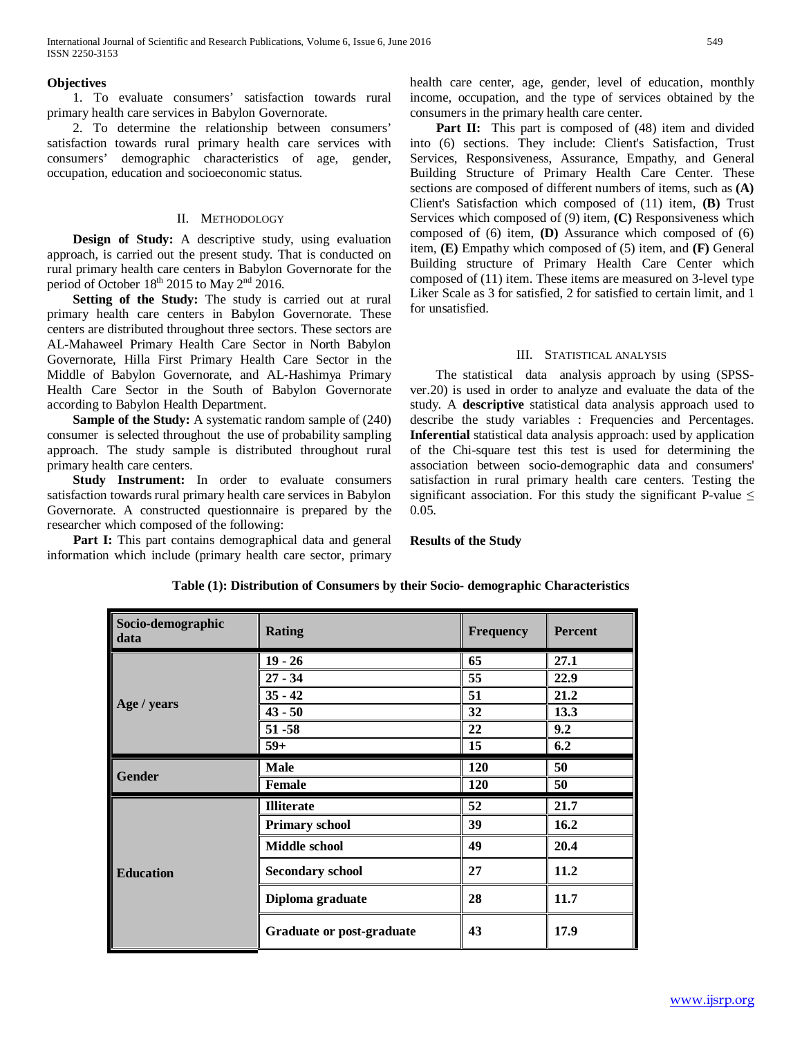**Objectives**

1. To evaluate consumers' satisfaction towards rural primary health care services in Babylon Governorate.

2. To determine the relationship between consumers' satisfaction towards rural primary health care services with consumers' demographic characteristics of age, gender, occupation, education and socioeconomic status.

## II. Methodology

**Design of Study:** A descriptive study, using evaluation approach, is carried out the present study. That is conducted on rural primary health care centers in Babylon Governorate for the period of October 18th 2015 to May 2nd 2016.

**Setting of the Study:** The study is carried out at rural primary health care centers in Babylon Governorate. These centers are distributed throughout three sectors. These sectors are AL-Mahaweel Primary Health Care Sector in North Babylon Governorate, Hilla First Primary Health Care Sector in the Middle of Babylon Governorate, and AL-Hashimya Primary Health Care Sector in the South of Babylon Governorate according to Babylon Health Department.

**Sample of the Study:** A systematic random sample of (240) consumer is selected throughout the use of probability sampling approach. The study sample is distributed throughout rural primary health care centers.

**Study Instrument:** In order to evaluate consumers satisfaction towards rural primary health care services in Babylon Governorate. A constructed questionnaire is prepared by the researcher which composed of the following:

**Part I:** This part contains demographical data and general information which include (primary health care sector, primary health care center, age, gender, level of education, monthly income, occupation, and the type of services obtained by the consumers in the primary health care center.

**Part II:** This part is composed of (48) item and divided into (6) sections. They include: Client's Satisfaction, Trust Services, Responsiveness, Assurance, Empathy, and General Building Structure of Primary Health Care Center. These sections are composed of different numbers of items, such as **(A)** Client's Satisfaction which composed of (11) item, **(B)** Trust Services which composed of (9) item, **(C)** Responsiveness which composed of (6) item, **(D)** Assurance which composed of (6) item, **(E)** Empathy which composed of (5) item, and **(F)** General Building structure of Primary Health Care Center which composed of (11) item. These items are measured on 3-level type Liker Scale as 3 for satisfied, 2 for satisfied to certain limit, and 1 for unsatisfied.

## III. Statistical Analysis

The statistical data analysis approach by using (SPSS-ver.20) is used in order to analyze and evaluate the data of the study. A **descriptive** statistical data analysis approach used to describe the study variables : Frequencies and Percentages. **Inferential** statistical data analysis approach: used by application of the Chi-square test this test is used for determining the association between socio-demographic data and consumers' satisfaction in rural primary health care centers. Testing the significant association. For this study the significant P-value $\leq$ 0.05.

**Results of the Study**

**Table (1): Distribution of Consumers by their Socio- demographic Characteristics**

| Socio-demographic data | Rating | Frequency | Percent |
|---|---|---|---|
| Age / years | 19 - 26 | 65 | 27.1 |
| | 27 - 34 | 55 | 22.9 |
| | 35 - 42 | 51 | 21.2 |
| | 43 - 50 | 32 | 13.3 |
| | 51 -58 | 22 | 9.2 |
| | 59+ | 15 | 6.2 |
| Gender | Male | 120 | 50 |
| | Female | 120 | 50 |
| Education | Illiterate | 52 | 21.7 |
| | Primary school | 39 | 16.2 |
| | Middle school | 49 | 20.4 |
| | Secondary school | 27 | 11.2 |
| | Diploma graduate | 28 | 11.7 |
| | Graduate or post-graduate | 43 | 17.9 |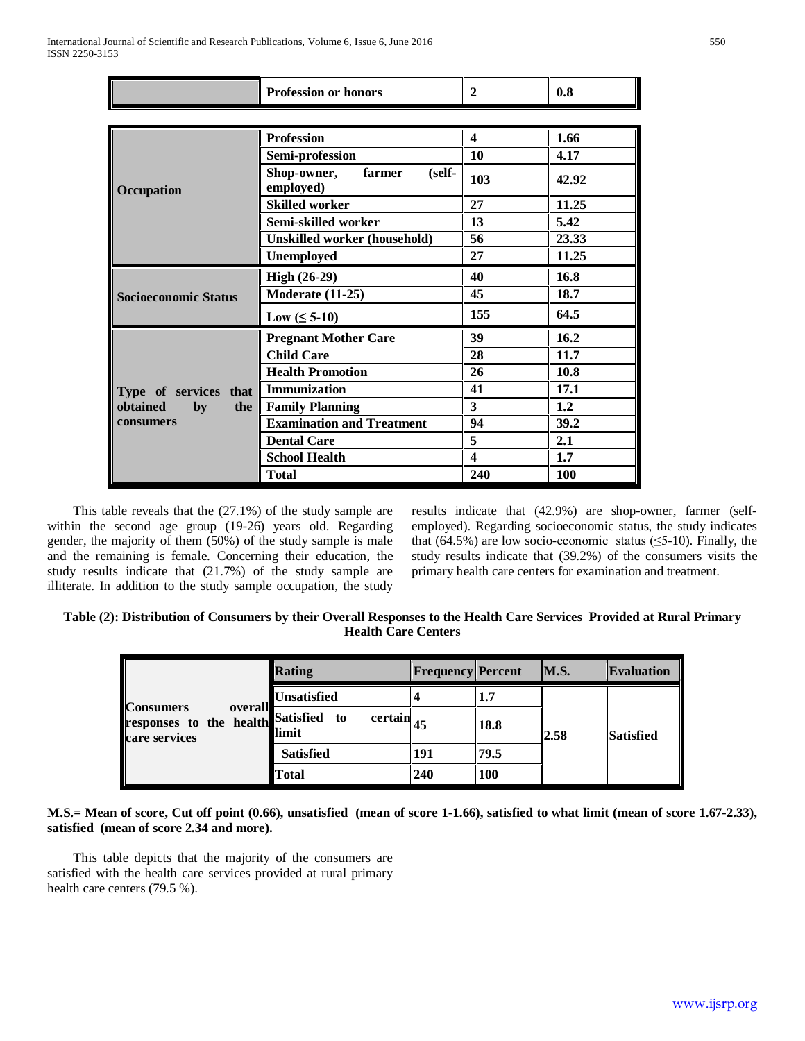| | | | |
|---|---|---|---|
| | **Profession or honors** | **2** | **0.8** |
| **Occupation** | **Profession** | **4** | **1.66** |
| | **Semi-profession** | **10** | **4.17** |
| | **Shop-owner, farmer (self-employed)** | **103** | **42.92** |
| | **Skilled worker** | **27** | **11.25** |
| | **Semi-skilled worker** | **13** | **5.42** |
| | **Unskilled worker (household)** | **56** | **23.33** |
| | **Unemployed** | **27** | **11.25** |
| **Socioeconomic Status** | **High (26-29)** | **40** | **16.8** |
| | **Moderate (11-25)** | **45** | **18.7** |
| | **Low (≤ 5-10)** | **155** | **64.5** |
| **Type of services that obtained by the consumers** | **Pregnant Mother Care** | **39** | **16.2** |
| | **Child Care** | **28** | **11.7** |
| | **Health Promotion** | **26** | **10.8** |
| | **Immunization** | **41** | **17.1** |
| | **Family Planning** | **3** | **1.2** |
| | **Examination and Treatment** | **94** | **39.2** |
| | **Dental Care** | **5** | **2.1** |
| | **School Health** | **4** | **1.7** |
| | **Total** | **240** | **100** |

This table reveals that the (27.1%) of the study sample are within the second age group (19-26) years old. Regarding gender, the majority of them (50%) of the study sample is male and the remaining is female. Concerning their education, the study results indicate that (21.7%) of the study sample are illiterate. In addition to the study sample occupation, the study results indicate that (42.9%) are shop-owner, farmer (self-employed). Regarding socioeconomic status, the study indicates that (64.5%) are low socio-economic status (≤5-10). Finally, the study results indicate that (39.2%) of the consumers visits the primary health care centers for examination and treatment.

**Table (2): Distribution of Consumers by their Overall Responses to the Health Care Services Provided at Rural Primary Health Care Centers**

| | **Rating** | **Frequency** | **Percent** | **M.S.** | **Evaluation** |
|---|---|---|---|---|---|
| **Consumers overall responses to the health care services** | **Unsatisfied** | **4** | **1.7** | **2.58** | **Satisfied** |
| | **Satisfied to certain limit** | **45** | **18.8** | | |
| | **Satisfied** | **191** | **79.5** | | |
| | **Total** | **240** | **100** | | |

**M.S.= Mean of score, Cut off point (0.66), unsatisfied (mean of score 1-1.66), satisfied to what limit (mean of score 1.67-2.33), satisfied (mean of score 2.34 and more).**

This table depicts that the majority of the consumers are satisfied with the health care services provided at rural primary health care centers (79.5 %).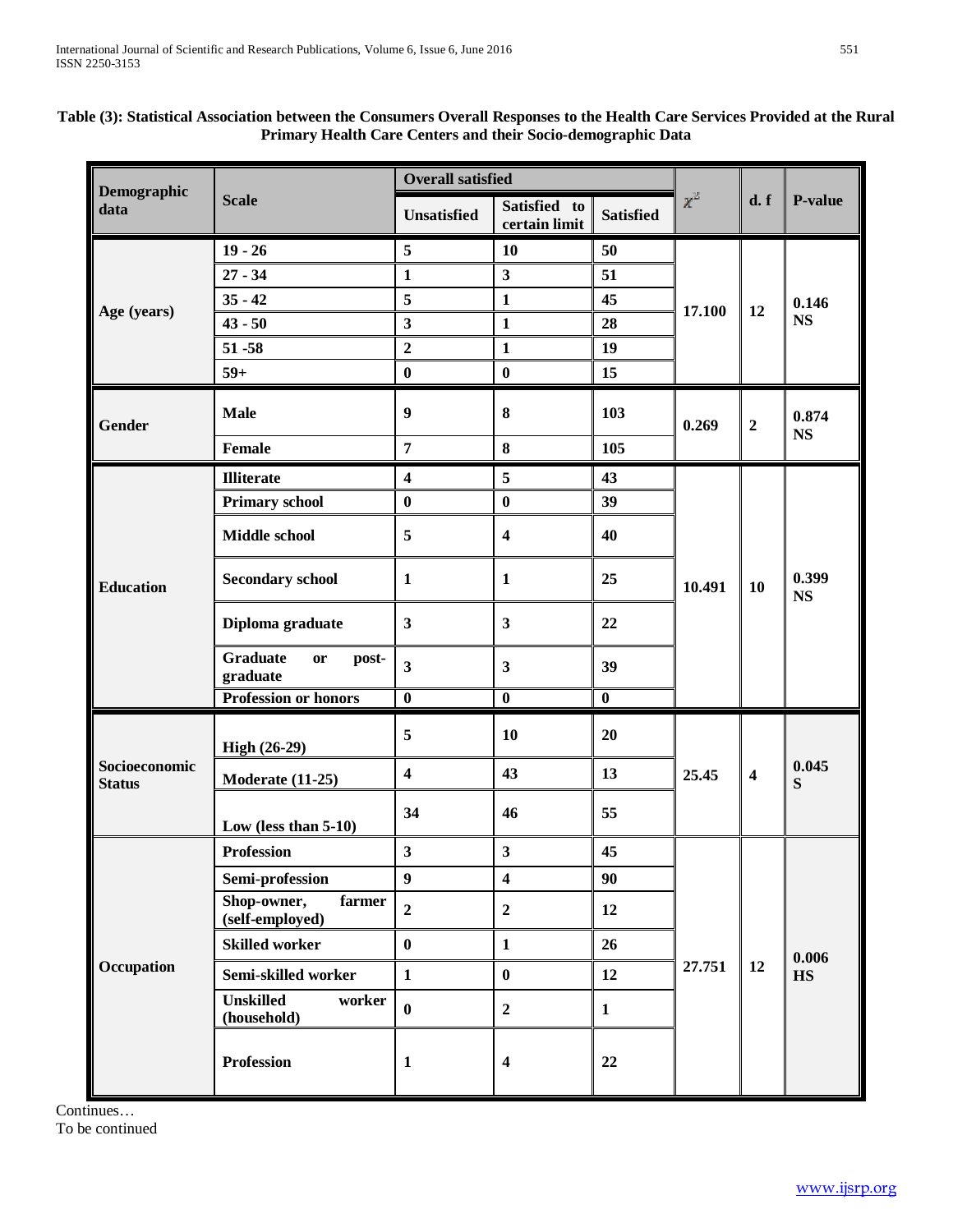**Table (3): Statistical Association between the Consumers Overall Responses to the Health Care Services Provided at the Rural Primary Health Care Centers and their Socio-demographic Data**

| Demographic data | Scale | Overall satisfied | | | $\chi^2$ | d. f | P-value |
|---|---|---|---|---|---|---|---|
| | | Unsatisfied | Satisfied to certain limit | Satisfied | | | |
| Age (years) | 19 - 26 | 5 | 10 | 50 | 17.100 | 12 | 0.146 NS |
| | 27 - 34 | 1 | 3 | 51 | | | |
| | 35 - 42 | 5 | 1 | 45 | | | |
| | 43 - 50 | 3 | 1 | 28 | | | |
| | 51 -58 | 2 | 1 | 19 | | | |
| | 59+ | 0 | 0 | 15 | | | |
| Gender | Male | 9 | 8 | 103 | 0.269 | 2 | 0.874 NS |
| | Female | 7 | 8 | 105 | | | |
| Education | Illiterate | 4 | 5 | 43 | 10.491 | 10 | 0.399 NS |
| | Primary school | 0 | 0 | 39 | | | |
| | Middle school | 5 | 4 | 40 | | | |
| | Secondary school | 1 | 1 | 25 | | | |
| | Diploma graduate | 3 | 3 | 22 | | | |
| | Graduate or post-graduate | 3 | 3 | 39 | | | |
| | Profession or honors | 0 | 0 | 0 | | | |
| Socioeconomic Status | High (26-29) | 5 | 10 | 20 | 25.45 | 4 | 0.045 S |
| | Moderate (11-25) | 4 | 43 | 13 | | | |
| | Low (less than 5-10) | 34 | 46 | 55 | | | |
| Occupation | Profession | 3 | 3 | 45 | 27.751 | 12 | 0.006 HS |
| | Semi-profession | 9 | 4 | 90 | | | |
| | Shop-owner, farmer (self-employed) | 2 | 2 | 12 | | | |
| | Skilled worker | 0 | 1 | 26 | | | |
| | Semi-skilled worker | 1 | 0 | 12 | | | |
| | Unskilled worker (household) | 0 | 2 | 1 | | | |
| | Profession | 1 | 4 | 22 | | | |

Continues…
To be continued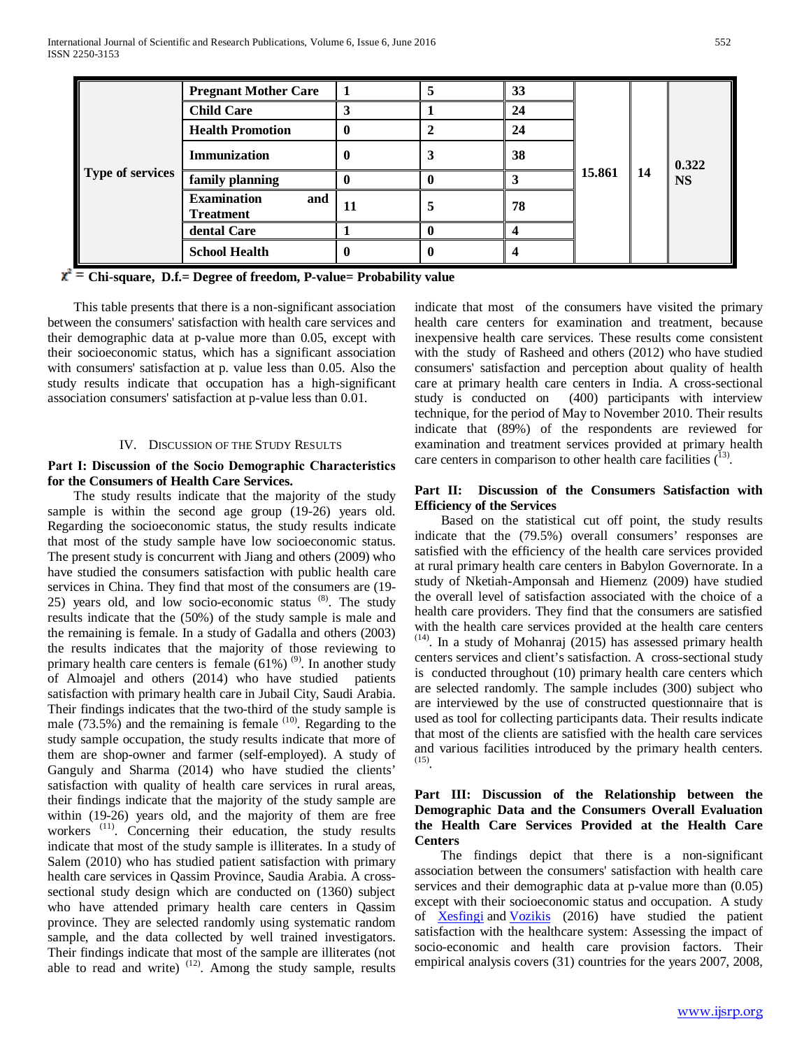| Type of services | Pregnant Mother Care | 1 | 5 | 33 | 15.861 | 14 | 0.322 NS |
|---|---|---|---|---|---|---|---|
| | Child Care | 3 | 1 | 24 | | | |
| | Health Promotion | 0 | 2 | 24 | | | |
| | Immunization | 0 | 3 | 38 | | | |
| | family planning | 0 | 0 | 3 | | | |
| | Examination and Treatment | 11 | 5 | 78 | | | |
| | dental Care | 1 | 0 | 4 | | | |
| | School Health | 0 | 0 | 4 | | | |

**$\chi^2$ = Chi-square, D.f.= Degree of freedom, P-value= Probability value**

This table presents that there is a non-significant association between the consumers' satisfaction with health care services and their demographic data at p-value more than 0.05, except with their socioeconomic status, which has a significant association with consumers' satisfaction at p. value less than 0.05. Also the study results indicate that occupation has a high-significant association consumers' satisfaction at p-value less than 0.01.

## IV. Discussion of the Study Results

**Part I: Discussion of the Socio Demographic Characteristics for the Consumers of Health Care Services.**

The study results indicate that the majority of the study sample is within the second age group (19-26) years old. Regarding the socioeconomic status, the study results indicate that most of the study sample have low socioeconomic status. The present study is concurrent with Jiang and others (2009) who have studied the consumers satisfaction with public health care services in China. They find that most of the consumers are (19-25) years old, and low socio-economic status [8]. The study results indicate that the (50%) of the study sample is male and the remaining is female. In a study of Gadalla and others (2003) the results indicates that the majority of those reviewing to primary health care centers is female (61%) [9]. In another study of Almoajel and others (2014) who have studied patients satisfaction with primary health care in Jubail City, Saudi Arabia. Their findings indicates that the two-third of the study sample is male (73.5%) and the remaining is female [10]. Regarding to the study sample occupation, the study results indicate that more of them are shop-owner and farmer (self-employed). A study of Ganguly and Sharma (2014) who have studied the clients' satisfaction with quality of health care services in rural areas, their findings indicate that the majority of the study sample are within (19-26) years old, and the majority of them are free workers [11]. Concerning their education, the study results indicate that most of the study sample is illiterates. In a study of Salem (2010) who has studied patient satisfaction with primary health care services in Qassim Province, Saudia Arabia. A cross-sectional study design which are conducted on (1360) subject who have attended primary health care centers in Qassim province. They are selected randomly using systematic random sample, and the data collected by well trained investigators. Their findings indicate that most of the sample are illiterates (not able to read and write) [12]. Among the study sample, results indicate that most of the consumers have visited the primary health care centers for examination and treatment, because inexpensive health care services. These results come consistent with the study of Rasheed and others (2012) who have studied consumers' satisfaction and perception about quality of health care at primary health care centers in India. A cross-sectional study is conducted on (400) participants with interview technique, for the period of May to November 2010. Their results indicate that (89%) of the respondents are reviewed for examination and treatment services provided at primary health care centers in comparison to other health care facilities ([13].

**Part II: Discussion of the Consumers Satisfaction with Efficiency of the Services**

Based on the statistical cut off point, the study results indicate that the (79.5%) overall consumers' responses are satisfied with the efficiency of the health care services provided at rural primary health care centers in Babylon Governorate. In a study of Nketiah-Amponsah and Hiemenz (2009) have studied the overall level of satisfaction associated with the choice of a health care providers. They find that the consumers are satisfied with the health care services provided at the health care centers [14]. In a study of Mohanraj (2015) has assessed primary health centers services and client's satisfaction. A cross-sectional study is conducted throughout (10) primary health care centers which are selected randomly. The sample includes (300) subject who are interviewed by the use of constructed questionnaire that is used as tool for collecting participants data. Their results indicate that most of the clients are satisfied with the health care services and various facilities introduced by the primary health centers. [15].

**Part III: Discussion of the Relationship between the Demographic Data and the Consumers Overall Evaluation the Health Care Services Provided at the Health Care Centers**

The findings depict that there is a non-significant association between the consumers' satisfaction with health care services and their demographic data at p-value more than (0.05) except with their socioeconomic status and occupation. A study of Xesfingi and Vozikis (2016) have studied the patient satisfaction with the healthcare system: Assessing the impact of socio-economic and health care provision factors. Their empirical analysis covers (31) countries for the years 2007, 2008,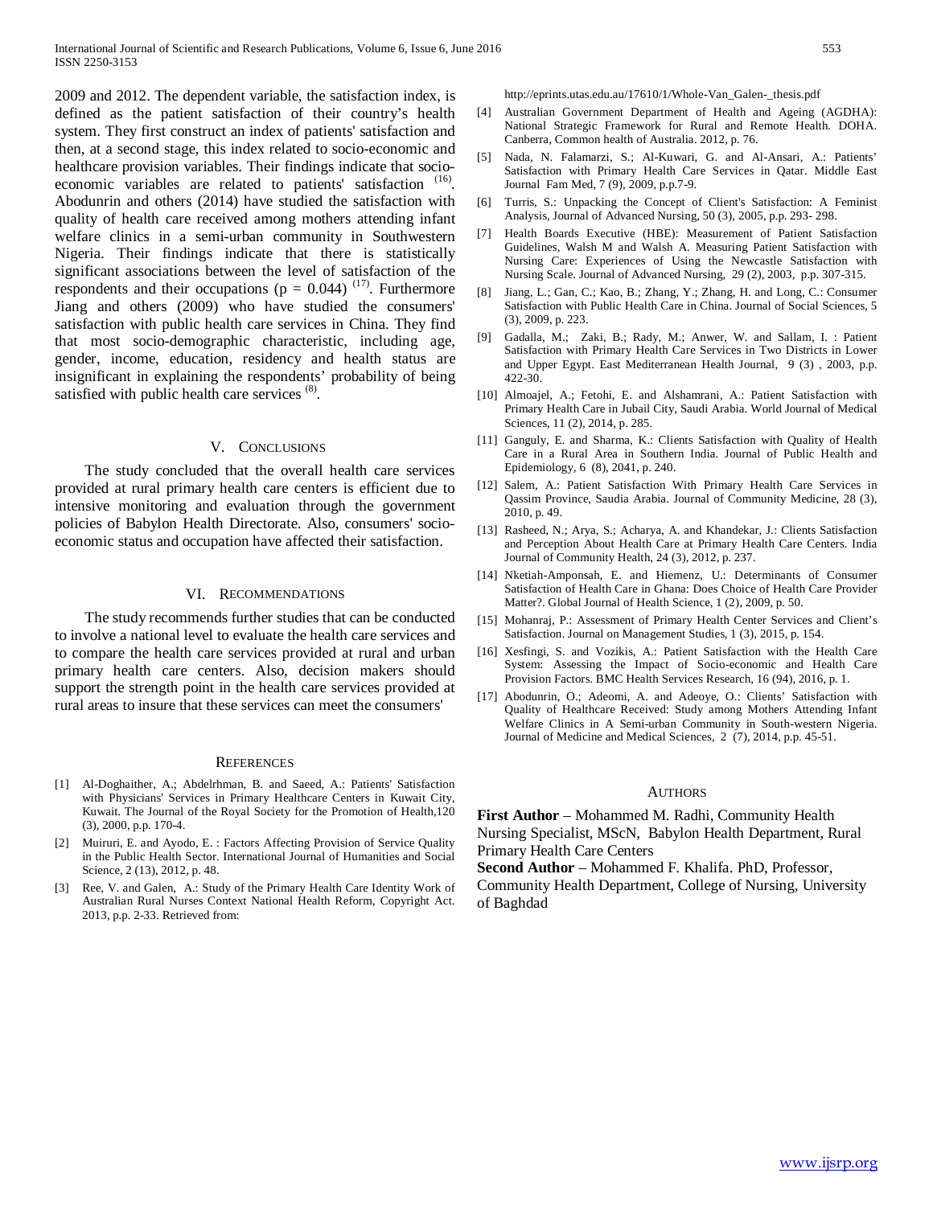2009 and 2012. The dependent variable, the satisfaction index, is defined as the patient satisfaction of their country's health system. They first construct an index of patients' satisfaction and then, at a second stage, this index related to socio-economic and healthcare provision variables. Their findings indicate that socio-economic variables are related to patients' satisfaction [16]. Abodunrin and others (2014) have studied the satisfaction with quality of health care received among mothers attending infant welfare clinics in a semi-urban community in Southwestern Nigeria. Their findings indicate that there is statistically significant associations between the level of satisfaction of the respondents and their occupations ($p = 0.044$) [17]. Furthermore Jiang and others (2009) who have studied the consumers' satisfaction with public health care services in China. They find that most socio-demographic characteristic, including age, gender, income, education, residency and health status are insignificant in explaining the respondents' probability of being satisfied with public health care services [8].

## V. Conclusions

The study concluded that the overall health care services provided at rural primary health care centers is efficient due to intensive monitoring and evaluation through the government policies of Babylon Health Directorate. Also, consumers' socio-economic status and occupation have affected their satisfaction.

## VI. Recommendations

The study recommends further studies that can be conducted to involve a national level to evaluate the health care services and to compare the health care services provided at rural and urban primary health care centers. Also, decision makers should support the strength point in the health care services provided at rural areas to insure that these services can meet the consumers'

## References

[1] Al-Doghaither, A.; Abdelrhman, B. and Saeed, A.: Patients' Satisfaction with Physicians' Services in Primary Healthcare Centers in Kuwait City, Kuwait. The Journal of the Royal Society for the Promotion of Health,120 (3), 2000, p.p. 170-4.

[2] Muiruri, E. and Ayodo, E. : Factors Affecting Provision of Service Quality in the Public Health Sector. International Journal of Humanities and Social Science, 2 (13), 2012, p. 48.

[3] Ree, V. and Galen, A.: Study of the Primary Health Care Identity Work of Australian Rural Nurses Context National Health Reform, Copyright Act. 2013, p.p. 2-33. Retrieved from: http://eprints.utas.edu.au/17610/1/Whole-Van_Galen-_thesis.pdf

[4] Australian Government Department of Health and Ageing (AGDHA): National Strategic Framework for Rural and Remote Health. DOHA. Canberra, Common health of Australia. 2012, p. 76.

[5] Nada, N. Falamarzi, S.; Al-Kuwari, G. and Al-Ansari, A.: Patients' Satisfaction with Primary Health Care Services in Qatar. Middle East Journal Fam Med, 7 (9), 2009, p.p.7-9.

[6] Turris, S.: Unpacking the Concept of Client's Satisfaction: A Feminist Analysis, Journal of Advanced Nursing, 50 (3), 2005, p.p. 293- 298.

[7] Health Boards Executive (HBE): Measurement of Patient Satisfaction Guidelines, Walsh M and Walsh A. Measuring Patient Satisfaction with Nursing Care: Experiences of Using the Newcastle Satisfaction with Nursing Scale. Journal of Advanced Nursing, 29 (2), 2003, p.p. 307-315.

[8] Jiang, L.; Gan, C.; Kao, B.; Zhang, Y.; Zhang, H. and Long, C.: Consumer Satisfaction with Public Health Care in China. Journal of Social Sciences, 5 (3), 2009, p. 223.

[9] Gadalla, M.; Zaki, B.; Rady, M.; Anwer, W. and Sallam, I. : Patient Satisfaction with Primary Health Care Services in Two Districts in Lower and Upper Egypt. East Mediterranean Health Journal, 9 (3) , 2003, p.p. 422-30.

[10] Almoajel, A.; Fetohi, E. and Alshamrani, A.: Patient Satisfaction with Primary Health Care in Jubail City, Saudi Arabia. World Journal of Medical Sciences, 11 (2), 2014, p. 285.

[11] Ganguly, E. and Sharma, K.: Clients Satisfaction with Quality of Health Care in a Rural Area in Southern India. Journal of Public Health and Epidemiology, 6 (8), 2041, p. 240.

[12] Salem, A.: Patient Satisfaction With Primary Health Care Services in Qassim Province, Saudia Arabia. Journal of Community Medicine, 28 (3), 2010, p. 49.

[13] Rasheed, N.; Arya, S.; Acharya, A. and Khandekar, J.: Clients Satisfaction and Perception About Health Care at Primary Health Care Centers. India Journal of Community Health, 24 (3), 2012, p. 237.

[14] Nketiah-Amponsah, E. and Hiemenz, U.: Determinants of Consumer Satisfaction of Health Care in Ghana: Does Choice of Health Care Provider Matter?. Global Journal of Health Science, 1 (2), 2009, p. 50.

[15] Mohanraj, P.: Assessment of Primary Health Center Services and Client's Satisfaction. Journal on Management Studies, 1 (3), 2015, p. 154.

[16] Xesfingi, S. and Vozikis, A.: Patient Satisfaction with the Health Care System: Assessing the Impact of Socio-economic and Health Care Provision Factors. BMC Health Services Research, 16 (94), 2016, p. 1.

[17] Abodunrin, O.; Adeomi, A. and Adeoye, O.: Clients' Satisfaction with Quality of Healthcare Received: Study among Mothers Attending Infant Welfare Clinics in A Semi-urban Community in South-western Nigeria. Journal of Medicine and Medical Sciences, 2 (7), 2014, p.p. 45-51.

## Authors

**First Author** – Mohammed M. Radhi, Community Health Nursing Specialist, MScN, Babylon Health Department, Rural Primary Health Care Centers

**Second Author** – Mohammed F. Khalifa. PhD, Professor, Community Health Department, College of Nursing, University of Baghdad